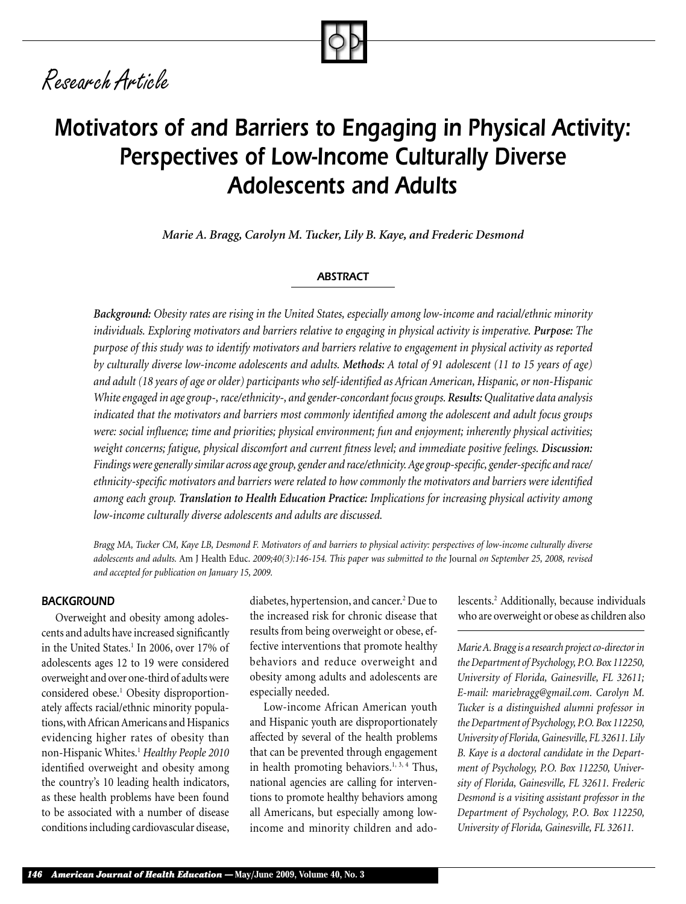*Research Article*

# Motivators of and Barriers to Engaging in Physical Activity: Perspectives of Low-Income Culturally Diverse Adolescents and Adults

***Marie A. Bragg, Carolyn M. Tucker, Lily B. Kaye, and Frederic Desmond***

## ABSTRACT

***Background:*** *Obesity rates are rising in the United States, especially among low-income and racial/ethnic minority individuals. Exploring motivators and barriers relative to engaging in physical activity is imperative.* ***Purpose:*** *The purpose of this study was to identify motivators and barriers relative to engagement in physical activity as reported by culturally diverse low-income adolescents and adults.* ***Methods:*** *A total of 91 adolescent (11 to 15 years of age) and adult (18 years of age or older) participants who self-identified as African American, Hispanic, or non-Hispanic White engaged in age group-, race/ethnicity-, and gender-concordant focus groups.* ***Results:*** *Qualitative data analysis indicated that the motivators and barriers most commonly identified among the adolescent and adult focus groups were: social influence; time and priorities; physical environment; fun and enjoyment; inherently physical activities; weight concerns; fatigue, physical discomfort and current fitness level; and immediate positive feelings.* ***Discussion:*** *Findings were generally similar across age group, gender and race/ethnicity. Age group-specific, gender-specific and race/ethnicity-specific motivators and barriers were related to how commonly the motivators and barriers were identified among each group.* ***Translation to Health Education Practice:*** *Implications for increasing physical activity among low-income culturally diverse adolescents and adults are discussed.*

*Bragg MA, Tucker CM, Kaye LB, Desmond F. Motivators of and barriers to physical activity: perspectives of low-income culturally diverse adolescents and adults.* Am J Health Educ. *2009;40(3):146-154. This paper was submitted to the* Journal *on September 25, 2008, revised and accepted for publication on January 15, 2009.*

## BACKGROUND

Overweight and obesity among adolescents and adults have increased significantly in the United States.[1] In 2006, over 17% of adolescents ages 12 to 19 were considered overweight and over one-third of adults were considered obese.[1] Obesity disproportionately affects racial/ethnic minority populations, with African Americans and Hispanics evidencing higher rates of obesity than non-Hispanic Whites.[1] *Healthy People 2010* identified overweight and obesity among the country's 10 leading health indicators, as these health problems have been found to be associated with a number of disease conditions including cardiovascular disease, diabetes, hypertension, and cancer.[2] Due to the increased risk for chronic disease that results from being overweight or obese, effective interventions that promote healthy behaviors and reduce overweight and obesity among adults and adolescents are especially needed.

Low-income African American youth and Hispanic youth are disproportionately affected by several of the health problems that can be prevented through engagement in health promoting behaviors.[1, 3, 4] Thus, national agencies are calling for interventions to promote healthy behaviors among all Americans, but especially among low-income and minority children and adolescents.[2] Additionally, because individuals who are overweight or obese as children also

*Marie A. Bragg is a research project co-director in the Department of Psychology, P.O. Box 112250, University of Florida, Gainesville, FL 32611; E-mail: mariebragg@gmail.com. Carolyn M. Tucker is a distinguished alumni professor in the Department of Psychology, P.O. Box 112250, University of Florida, Gainesville, FL 32611. Lily B. Kaye is a doctoral candidate in the Department of Psychology, P.O. Box 112250, University of Florida, Gainesville, FL 32611. Frederic Desmond is a visiting assistant professor in the Department of Psychology, P.O. Box 112250, University of Florida, Gainesville, FL 32611.*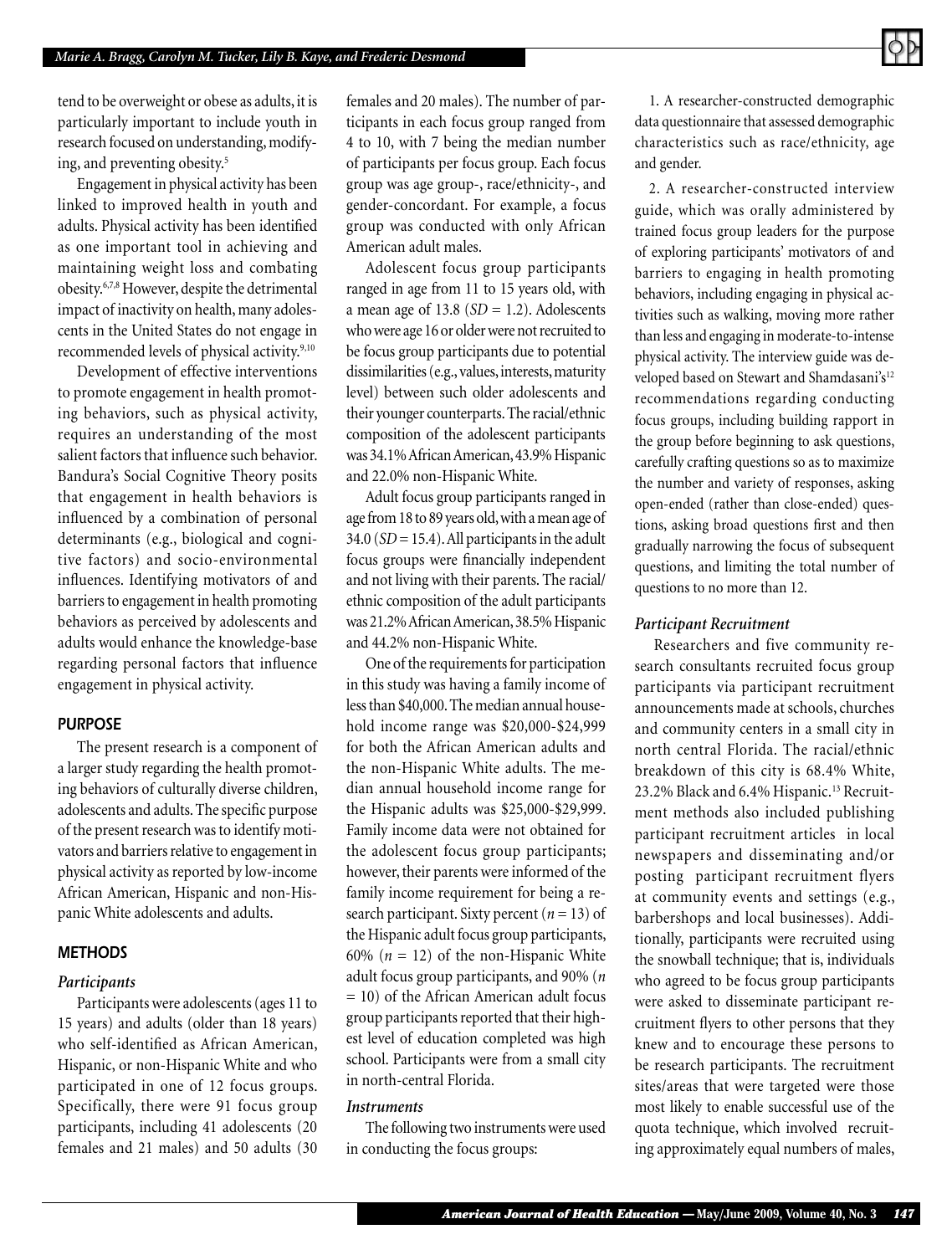tend to be overweight or obese as adults, it is particularly important to include youth in research focused on understanding, modifying, and preventing obesity.[5]

Engagement in physical activity has been linked to improved health in youth and adults. Physical activity has been identified as one important tool in achieving and maintaining weight loss and combating obesity.[6,7,8] However, despite the detrimental impact of inactivity on health, many adolescents in the United States do not engage in recommended levels of physical activity.[9,10]

Development of effective interventions to promote engagement in health promoting behaviors, such as physical activity, requires an understanding of the most salient factors that influence such behavior. Bandura's Social Cognitive Theory posits that engagement in health behaviors is influenced by a combination of personal determinants (e.g., biological and cognitive factors) and socio-environmental influences. Identifying motivators of and barriers to engagement in health promoting behaviors as perceived by adolescents and adults would enhance the knowledge-base regarding personal factors that influence engagement in physical activity.

## PURPOSE

The present research is a component of a larger study regarding the health promoting behaviors of culturally diverse children, adolescents and adults. The specific purpose of the present research was to identify motivators and barriers relative to engagement in physical activity as reported by low-income African American, Hispanic and non-Hispanic White adolescents and adults.

## METHODS

### *Participants*

Participants were adolescents (ages 11 to 15 years) and adults (older than 18 years) who self-identified as African American, Hispanic, or non-Hispanic White and who participated in one of 12 focus groups. Specifically, there were 91 focus group participants, including 41 adolescents (20 females and 21 males) and 50 adults (30 females and 20 males). The number of participants in each focus group ranged from 4 to 10, with 7 being the median number of participants per focus group. Each focus group was age group-, race/ethnicity-, and gender-concordant. For example, a focus group was conducted with only African American adult males.

Adolescent focus group participants ranged in age from 11 to 15 years old, with a mean age of 13.8 ($SD$ = 1.2). Adolescents who were age 16 or older were not recruited to be focus group participants due to potential dissimilarities (e.g., values, interests, maturity level) between such older adolescents and their younger counterparts. The racial/ethnic composition of the adolescent participants was 34.1% African American, 43.9% Hispanic and 22.0% non-Hispanic White.

Adult focus group participants ranged in age from 18 to 89 years old, with a mean age of 34.0 ($SD$ = 15.4). All participants in the adult focus groups were financially independent and not living with their parents. The racial/ethnic composition of the adult participants was 21.2% African American, 38.5% Hispanic and 44.2% non-Hispanic White.

One of the requirements for participation in this study was having a family income of less than $40,000. The median annual household income range was $20,000-$24,999 for both the African American adults and the non-Hispanic White adults. The median annual household income range for the Hispanic adults was $25,000-$29,999. Family income data were not obtained for the adolescent focus group participants; however, their parents were informed of the family income requirement for being a research participant. Sixty percent ($n$ = 13) of the Hispanic adult focus group participants, 60% ($n$ = 12) of the non-Hispanic White adult focus group participants, and 90% ($n$ = 10) of the African American adult focus group participants reported that their highest level of education completed was high school. Participants were from a small city in north-central Florida.

### *Instruments*

The following two instruments were used in conducting the focus groups:

1. A researcher-constructed demographic data questionnaire that assessed demographic characteristics such as race/ethnicity, age and gender.

2. A researcher-constructed interview guide, which was orally administered by trained focus group leaders for the purpose of exploring participants' motivators of and barriers to engaging in health promoting behaviors, including engaging in physical activities such as walking, moving more rather than less and engaging in moderate-to-intense physical activity. The interview guide was developed based on Stewart and Shamdasani's[12] recommendations regarding conducting focus groups, including building rapport in the group before beginning to ask questions, carefully crafting questions so as to maximize the number and variety of responses, asking open-ended (rather than close-ended) questions, asking broad questions first and then gradually narrowing the focus of subsequent questions, and limiting the total number of questions to no more than 12.

### *Participant Recruitment*

Researchers and five community research consultants recruited focus group participants via participant recruitment announcements made at schools, churches and community centers in a small city in north central Florida. The racial/ethnic breakdown of this city is 68.4% White, 23.2% Black and 6.4% Hispanic.[13] Recruitment methods also included publishing participant recruitment articles in local newspapers and disseminating and/or posting participant recruitment flyers at community events and settings (e.g., barbershops and local businesses). Additionally, participants were recruited using the snowball technique; that is, individuals who agreed to be focus group participants were asked to disseminate participant recruitment flyers to other persons that they knew and to encourage these persons to be research participants. The recruitment sites/areas that were targeted were those most likely to enable successful use of the quota technique, which involved recruiting approximately equal numbers of males,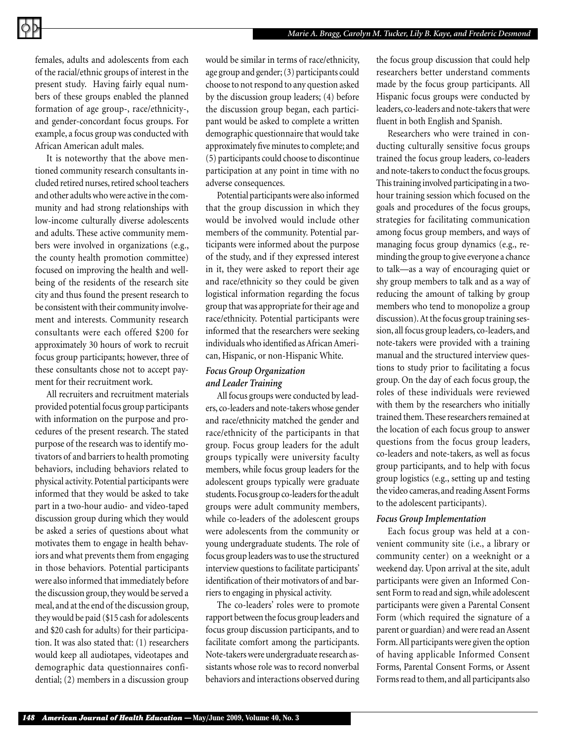females, adults and adolescents from each of the racial/ethnic groups of interest in the present study. Having fairly equal numbers of these groups enabled the planned formation of age group-, race/ethnicity-, and gender-concordant focus groups. For example, a focus group was conducted with African American adult males.

It is noteworthy that the above mentioned community research consultants included retired nurses, retired school teachers and other adults who were active in the community and had strong relationships with low-income culturally diverse adolescents and adults. These active community members were involved in organizations (e.g., the county health promotion committee) focused on improving the health and wellbeing of the residents of the research site city and thus found the present research to be consistent with their community involvement and interests. Community research consultants were each offered $200 for approximately 30 hours of work to recruit focus group participants; however, three of these consultants chose not to accept payment for their recruitment work.

All recruiters and recruitment materials provided potential focus group participants with information on the purpose and procedures of the present research. The stated purpose of the research was to identify motivators of and barriers to health promoting behaviors, including behaviors related to physical activity. Potential participants were informed that they would be asked to take part in a two-hour audio- and video-taped discussion group during which they would be asked a series of questions about what motivates them to engage in health behaviors and what prevents them from engaging in those behaviors. Potential participants were also informed that immediately before the discussion group, they would be served a meal, and at the end of the discussion group, they would be paid ($15 cash for adolescents and $20 cash for adults) for their participation. It was also stated that: (1) researchers would keep all audiotapes, videotapes and demographic data questionnaires confidential; (2) members in a discussion group would be similar in terms of race/ethnicity, age group and gender; (3) participants could choose to not respond to any question asked by the discussion group leaders; (4) before the discussion group began, each participant would be asked to complete a written demographic questionnaire that would take approximately five minutes to complete; and (5) participants could choose to discontinue participation at any point in time with no adverse consequences.

Potential participants were also informed that the group discussion in which they would be involved would include other members of the community. Potential participants were informed about the purpose of the study, and if they expressed interest in it, they were asked to report their age and race/ethnicity so they could be given logistical information regarding the focus group that was appropriate for their age and race/ethnicity. Potential participants were informed that the researchers were seeking individuals who identified as African American, Hispanic, or non-Hispanic White.

### *Focus Group Organization and Leader Training*

All focus groups were conducted by leaders, co-leaders and note-takers whose gender and race/ethnicity matched the gender and race/ethnicity of the participants in that group. Focus group leaders for the adult groups typically were university faculty members, while focus group leaders for the adolescent groups typically were graduate students. Focus group co-leaders for the adult groups were adult community members, while co-leaders of the adolescent groups were adolescents from the community or young undergraduate students. The role of focus group leaders was to use the structured interview questions to facilitate participants' identification of their motivators of and barriers to engaging in physical activity.

The co-leaders' roles were to promote rapport between the focus group leaders and focus group discussion participants, and to facilitate comfort among the participants. Note-takers were undergraduate research assistants whose role was to record nonverbal behaviors and interactions observed during the focus group discussion that could help researchers better understand comments made by the focus group participants. All Hispanic focus groups were conducted by leaders, co-leaders and note-takers that were fluent in both English and Spanish.

Researchers who were trained in conducting culturally sensitive focus groups trained the focus group leaders, co-leaders and note-takers to conduct the focus groups. This training involved participating in a two-hour training session which focused on the goals and procedures of the focus groups, strategies for facilitating communication among focus group members, and ways of managing focus group dynamics (e.g., reminding the group to give everyone a chance to talk—as a way of encouraging quiet or shy group members to talk and as a way of reducing the amount of talking by group members who tend to monopolize a group discussion). At the focus group training session, all focus group leaders, co-leaders, and note-takers were provided with a training manual and the structured interview questions to study prior to facilitating a focus group. On the day of each focus group, the roles of these individuals were reviewed with them by the researchers who initially trained them. These researchers remained at the location of each focus group to answer questions from the focus group leaders, co-leaders and note-takers, as well as focus group participants, and to help with focus group logistics (e.g., setting up and testing the video cameras, and reading Assent Forms to the adolescent participants).

### *Focus Group Implementation*

Each focus group was held at a convenient community site (i.e., a library or community center) on a weeknight or a weekend day. Upon arrival at the site, adult participants were given an Informed Consent Form to read and sign, while adolescent participants were given a Parental Consent Form (which required the signature of a parent or guardian) and were read an Assent Form. All participants were given the option of having applicable Informed Consent Forms, Parental Consent Forms, or Assent Forms read to them, and all participants also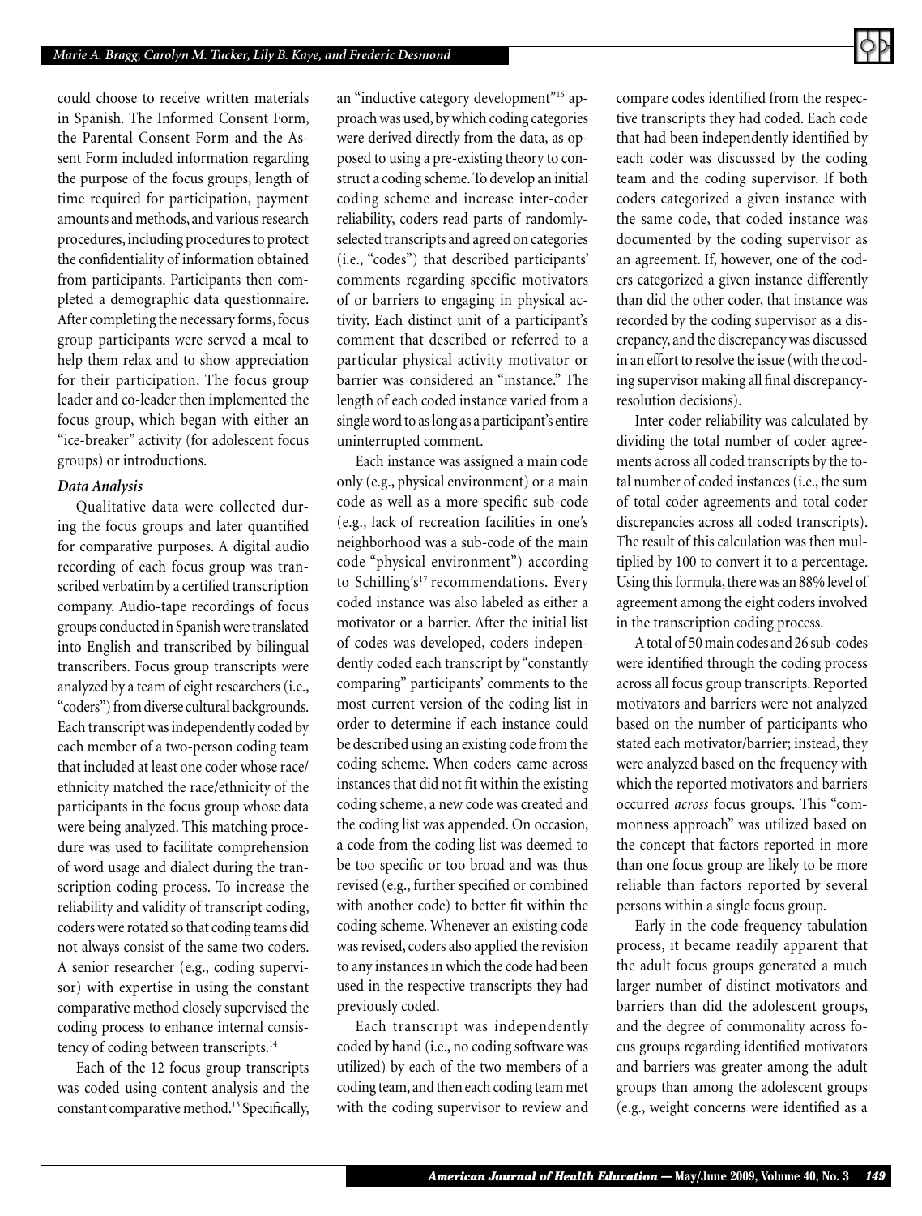could choose to receive written materials in Spanish. The Informed Consent Form, the Parental Consent Form and the Assent Form included information regarding the purpose of the focus groups, length of time required for participation, payment amounts and methods, and various research procedures, including procedures to protect the confidentiality of information obtained from participants. Participants then completed a demographic data questionnaire. After completing the necessary forms, focus group participants were served a meal to help them relax and to show appreciation for their participation. The focus group leader and co-leader then implemented the focus group, which began with either an "ice-breaker" activity (for adolescent focus groups) or introductions.

### *Data Analysis*

Qualitative data were collected during the focus groups and later quantified for comparative purposes. A digital audio recording of each focus group was transcribed verbatim by a certified transcription company. Audio-tape recordings of focus groups conducted in Spanish were translated into English and transcribed by bilingual transcribers. Focus group transcripts were analyzed by a team of eight researchers (i.e., "coders") from diverse cultural backgrounds. Each transcript was independently coded by each member of a two-person coding team that included at least one coder whose race/ethnicity matched the race/ethnicity of the participants in the focus group whose data were being analyzed. This matching procedure was used to facilitate comprehension of word usage and dialect during the transcription coding process. To increase the reliability and validity of transcript coding, coders were rotated so that coding teams did not always consist of the same two coders. A senior researcher (e.g., coding supervisor) with expertise in using the constant comparative method closely supervised the coding process to enhance internal consistency of coding between transcripts.[14]

Each of the 12 focus group transcripts was coded using content analysis and the constant comparative method.[15] Specifically, an "inductive category development"[16] approach was used, by which coding categories were derived directly from the data, as opposed to using a pre-existing theory to construct a coding scheme. To develop an initial coding scheme and increase inter-coder reliability, coders read parts of randomly-selected transcripts and agreed on categories (i.e., "codes") that described participants' comments regarding specific motivators of or barriers to engaging in physical activity. Each distinct unit of a participant's comment that described or referred to a particular physical activity motivator or barrier was considered an "instance." The length of each coded instance varied from a single word to as long as a participant's entire uninterrupted comment.

Each instance was assigned a main code only (e.g., physical environment) or a main code as well as a more specific sub-code (e.g., lack of recreation facilities in one's neighborhood was a sub-code of the main code "physical environment") according to Schilling's[17] recommendations. Every coded instance was also labeled as either a motivator or a barrier. After the initial list of codes was developed, coders independently coded each transcript by "constantly comparing" participants' comments to the most current version of the coding list in order to determine if each instance could be described using an existing code from the coding scheme. When coders came across instances that did not fit within the existing coding scheme, a new code was created and the coding list was appended. On occasion, a code from the coding list was deemed to be too specific or too broad and was thus revised (e.g., further specified or combined with another code) to better fit within the coding scheme. Whenever an existing code was revised, coders also applied the revision to any instances in which the code had been used in the respective transcripts they had previously coded.

Each transcript was independently coded by hand (i.e., no coding software was utilized) by each of the two members of a coding team, and then each coding team met with the coding supervisor to review and compare codes identified from the respective transcripts they had coded. Each code that had been independently identified by each coder was discussed by the coding team and the coding supervisor. If both coders categorized a given instance with the same code, that coded instance was documented by the coding supervisor as an agreement. If, however, one of the coders categorized a given instance differently than did the other coder, that instance was recorded by the coding supervisor as a discrepancy, and the discrepancy was discussed in an effort to resolve the issue (with the coding supervisor making all final discrepancy-resolution decisions).

Inter-coder reliability was calculated by dividing the total number of coder agreements across all coded transcripts by the total number of coded instances (i.e., the sum of total coder agreements and total coder discrepancies across all coded transcripts). The result of this calculation was then multiplied by 100 to convert it to a percentage. Using this formula, there was an 88% level of agreement among the eight coders involved in the transcription coding process.

A total of 50 main codes and 26 sub-codes were identified through the coding process across all focus group transcripts. Reported motivators and barriers were not analyzed based on the number of participants who stated each motivator/barrier; instead, they were analyzed based on the frequency with which the reported motivators and barriers occurred *across* focus groups. This "commonness approach" was utilized based on the concept that factors reported in more than one focus group are likely to be more reliable than factors reported by several persons within a single focus group.

Early in the code-frequency tabulation process, it became readily apparent that the adult focus groups generated a much larger number of distinct motivators and barriers than did the adolescent groups, and the degree of commonality across focus groups regarding identified motivators and barriers was greater among the adult groups than among the adolescent groups (e.g., weight concerns were identified as a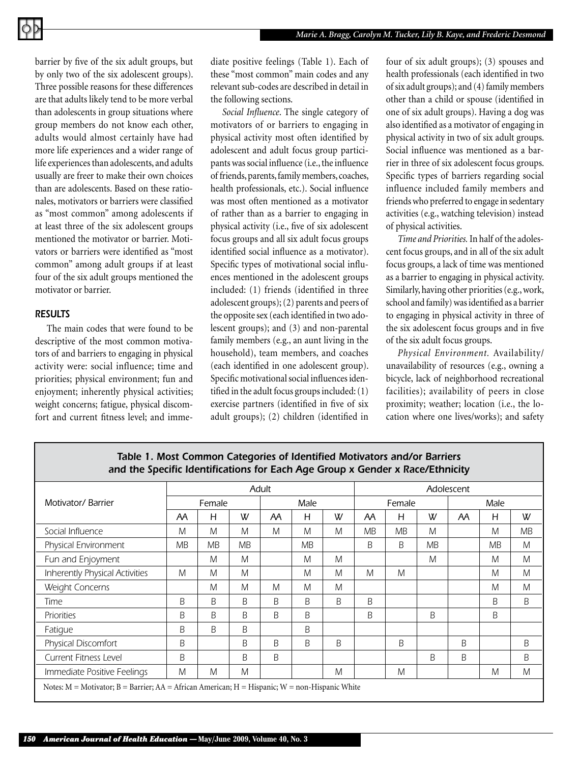barrier by five of the six adult groups, but by only two of the six adolescent groups). Three possible reasons for these differences are that adults likely tend to be more verbal than adolescents in group situations where group members do not know each other, adults would almost certainly have had more life experiences and a wider range of life experiences than adolescents, and adults usually are freer to make their own choices than are adolescents. Based on these rationales, motivators or barriers were classified as "most common" among adolescents if at least three of the six adolescent groups mentioned the motivator or barrier. Motivators or barriers were identified as "most common" among adult groups if at least four of the six adult groups mentioned the motivator or barrier.

## RESULTS

The main codes that were found to be descriptive of the most common motivators of and barriers to engaging in physical activity were: social influence; time and priorities; physical environment; fun and enjoyment; inherently physical activities; weight concerns; fatigue, physical discomfort and current fitness level; and immediate positive feelings (Table 1). Each of these "most common" main codes and any relevant sub-codes are described in detail in the following sections.

*Social Influence.* The single category of motivators of or barriers to engaging in physical activity most often identified by adolescent and adult focus group participants was social influence (i.e., the influence of friends, parents, family members, coaches, health professionals, etc.). Social influence was most often mentioned as a motivator of rather than as a barrier to engaging in physical activity (i.e., five of six adolescent focus groups and all six adult focus groups identified social influence as a motivator). Specific types of motivational social influences mentioned in the adolescent groups included: (1) friends (identified in three adolescent groups); (2) parents and peers of the opposite sex (each identified in two adolescent groups); and (3) and non-parental family members (e.g., an aunt living in the household), team members, and coaches (each identified in one adolescent group). Specific motivational social influences identified in the adult focus groups included: (1) exercise partners (identified in five of six adult groups); (2) children (identified in four of six adult groups); (3) spouses and health professionals (each identified in two of six adult groups); and (4) family members other than a child or spouse (identified in one of six adult groups). Having a dog was also identified as a motivator of engaging in physical activity in two of six adult groups. Social influence was mentioned as a barrier in three of six adolescent focus groups. Specific types of barriers regarding social influence included family members and friends who preferred to engage in sedentary activities (e.g., watching television) instead of physical activities.

*Time and Priorities.* In half of the adolescent focus groups, and in all of the six adult focus groups, a lack of time was mentioned as a barrier to engaging in physical activity. Similarly, having other priorities (e.g., work, school and family) was identified as a barrier to engaging in physical activity in three of the six adolescent focus groups and in five of the six adult focus groups.

*Physical Environment.* Availability/unavailability of resources (e.g., owning a bicycle, lack of neighborhood recreational facilities); availability of peers in close proximity; weather; location (i.e., the location where one lives/works); and safety

**Table 1. Most Common Categories of Identified Motivators and/or Barriers and the Specific Identifications for Each Age Group x Gender x Race/Ethnicity**

| Motivator/ Barrier | Adult | | | | | | Adolescent | | | | | |
|---|---|---|---|---|---|---|---|---|---|---|---|---|
| | Female | | | Male | | | Female | | | Male | | |
| | AA | H | W | AA | H | W | AA | H | W | AA | H | W |
| Social Influence | M | M | M | M | M | M | MB | MB | M | | M | MB |
| Physical Environment | MB | MB | MB | | MB | | B | B | MB | | MB | M |
| Fun and Enjoyment | | M | M | | M | M | | | M | | M | M |
| Inherently Physical Activities | M | M | M | | M | M | M | M | | | M | M |
| Weight Concerns | | M | M | M | M | M | | | | | M | M |
| Time | B | B | B | B | B | B | B | | | | B | B |
| Priorities | B | B | B | B | B | | B | | B | | B | |
| Fatigue | B | B | B | | B | | | | | | | |
| Physical Discomfort | B | | B | B | B | B | | B | | B | | B |
| Current Fitness Level | B | | B | B | | | | | B | B | | B |
| Immediate Positive Feelings | M | M | M | | | M | | M | | | M | M |

Notes: M = Motivator; B = Barrier; AA = African American; H = Hispanic; W = non-Hispanic White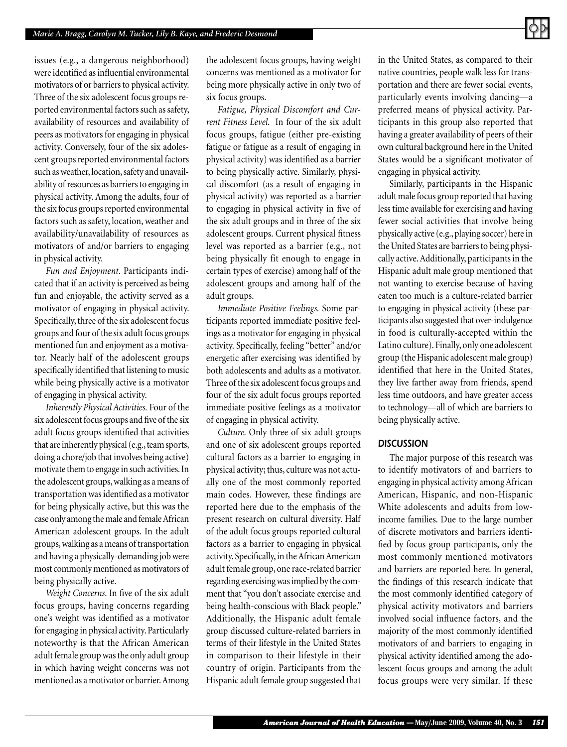issues (e.g., a dangerous neighborhood) were identified as influential environmental motivators of or barriers to physical activity. Three of the six adolescent focus groups reported environmental factors such as safety, availability of resources and availability of peers as motivators for engaging in physical activity. Conversely, four of the six adolescent groups reported environmental factors such as weather, location, safety and unavailability of resources as barriers to engaging in physical activity. Among the adults, four of the six focus groups reported environmental factors such as safety, location, weather and availability/unavailability of resources as motivators of and/or barriers to engaging in physical activity.

*Fun and Enjoyment.* Participants indicated that if an activity is perceived as being fun and enjoyable, the activity served as a motivator of engaging in physical activity. Specifically, three of the six adolescent focus groups and four of the six adult focus groups mentioned fun and enjoyment as a motivator. Nearly half of the adolescent groups specifically identified that listening to music while being physically active is a motivator of engaging in physical activity.

*Inherently Physical Activities.* Four of the six adolescent focus groups and five of the six adult focus groups identified that activities that are inherently physical (e.g., team sports, doing a chore/job that involves being active) motivate them to engage in such activities. In the adolescent groups, walking as a means of transportation was identified as a motivator for being physically active, but this was the case only among the male and female African American adolescent groups. In the adult groups, walking as a means of transportation and having a physically-demanding job were most commonly mentioned as motivators of being physically active.

*Weight Concerns.* In five of the six adult focus groups, having concerns regarding one's weight was identified as a motivator for engaging in physical activity. Particularly noteworthy is that the African American adult female group was the only adult group in which having weight concerns was not mentioned as a motivator or barrier. Among the adolescent focus groups, having weight concerns was mentioned as a motivator for being more physically active in only two of six focus groups.

*Fatigue, Physical Discomfort and Current Fitness Level.* In four of the six adult focus groups, fatigue (either pre-existing fatigue or fatigue as a result of engaging in physical activity) was identified as a barrier to being physically active. Similarly, physical discomfort (as a result of engaging in physical activity) was reported as a barrier to engaging in physical activity in five of the six adult groups and in three of the six adolescent groups. Current physical fitness level was reported as a barrier (e.g., not being physically fit enough to engage in certain types of exercise) among half of the adolescent groups and among half of the adult groups.

*Immediate Positive Feelings.* Some participants reported immediate positive feelings as a motivator for engaging in physical activity. Specifically, feeling "better" and/or energetic after exercising was identified by both adolescents and adults as a motivator. Three of the six adolescent focus groups and four of the six adult focus groups reported immediate positive feelings as a motivator of engaging in physical activity.

*Culture.* Only three of six adult groups and one of six adolescent groups reported cultural factors as a barrier to engaging in physical activity; thus, culture was not actually one of the most commonly reported main codes. However, these findings are reported here due to the emphasis of the present research on cultural diversity. Half of the adult focus groups reported cultural factors as a barrier to engaging in physical activity. Specifically, in the African American adult female group, one race-related barrier regarding exercising was implied by the comment that "you don't associate exercise and being health-conscious with Black people." Additionally, the Hispanic adult female group discussed culture-related barriers in terms of their lifestyle in the United States in comparison to their lifestyle in their country of origin. Participants from the Hispanic adult female group suggested that in the United States, as compared to their native countries, people walk less for transportation and there are fewer social events, particularly events involving dancing—a preferred means of physical activity. Participants in this group also reported that having a greater availability of peers of their own cultural background here in the United States would be a significant motivator of engaging in physical activity.

Similarly, participants in the Hispanic adult male focus group reported that having less time available for exercising and having fewer social activities that involve being physically active (e.g., playing soccer) here in the United States are barriers to being physically active. Additionally, participants in the Hispanic adult male group mentioned that not wanting to exercise because of having eaten too much is a culture-related barrier to engaging in physical activity (these participants also suggested that over-indulgence in food is culturally-accepted within the Latino culture). Finally, only one adolescent group (the Hispanic adolescent male group) identified that here in the United States, they live farther away from friends, spend less time outdoors, and have greater access to technology—all of which are barriers to being physically active.

## DISCUSSION

The major purpose of this research was to identify motivators of and barriers to engaging in physical activity among African American, Hispanic, and non-Hispanic White adolescents and adults from low-income families. Due to the large number of discrete motivators and barriers identified by focus group participants, only the most commonly mentioned motivators and barriers are reported here. In general, the findings of this research indicate that the most commonly identified category of physical activity motivators and barriers involved social influence factors, and the majority of the most commonly identified motivators of and barriers to engaging in physical activity identified among the adolescent focus groups and among the adult focus groups were very similar. If these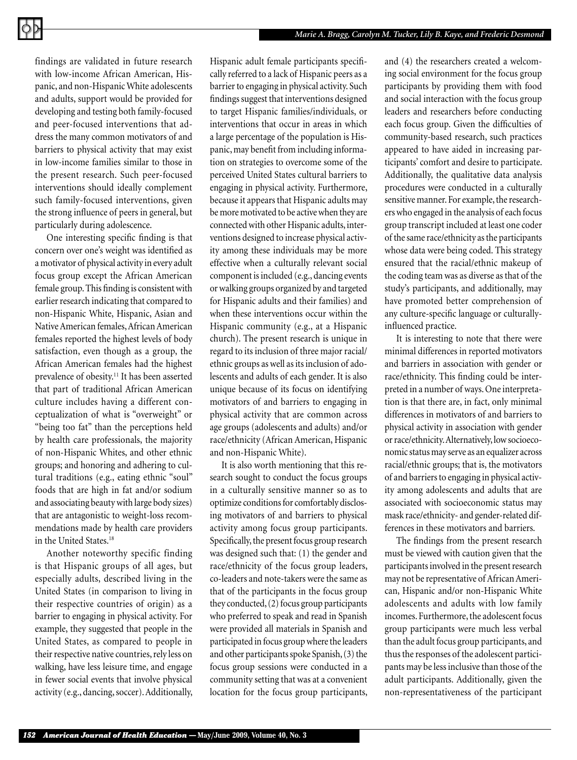findings are validated in future research with low-income African American, Hispanic, and non-Hispanic White adolescents and adults, support would be provided for developing and testing both family-focused and peer-focused interventions that address the many common motivators of and barriers to physical activity that may exist in low-income families similar to those in the present research. Such peer-focused interventions should ideally complement such family-focused interventions, given the strong influence of peers in general, but particularly during adolescence.

One interesting specific finding is that concern over one's weight was identified as a motivator of physical activity in every adult focus group except the African American female group. This finding is consistent with earlier research indicating that compared to non-Hispanic White, Hispanic, Asian and Native American females, African American females reported the highest levels of body satisfaction, even though as a group, the African American females had the highest prevalence of obesity.[11] It has been asserted that part of traditional African American culture includes having a different conceptualization of what is "overweight" or "being too fat" than the perceptions held by health care professionals, the majority of non-Hispanic Whites, and other ethnic groups; and honoring and adhering to cultural traditions (e.g., eating ethnic "soul" foods that are high in fat and/or sodium and associating beauty with large body sizes) that are antagonistic to weight-loss recommendations made by health care providers in the United States.[18]

Another noteworthy specific finding is that Hispanic groups of all ages, but especially adults, described living in the United States (in comparison to living in their respective countries of origin) as a barrier to engaging in physical activity. For example, they suggested that people in the United States, as compared to people in their respective native countries, rely less on walking, have less leisure time, and engage in fewer social events that involve physical activity (e.g., dancing, soccer). Additionally, Hispanic adult female participants specifically referred to a lack of Hispanic peers as a barrier to engaging in physical activity. Such findings suggest that interventions designed to target Hispanic families/individuals, or interventions that occur in areas in which a large percentage of the population is Hispanic, may benefit from including information on strategies to overcome some of the perceived United States cultural barriers to engaging in physical activity. Furthermore, because it appears that Hispanic adults may be more motivated to be active when they are connected with other Hispanic adults, interventions designed to increase physical activity among these individuals may be more effective when a culturally relevant social component is included (e.g., dancing events or walking groups organized by and targeted for Hispanic adults and their families) and when these interventions occur within the Hispanic community (e.g., at a Hispanic church). The present research is unique in regard to its inclusion of three major racial/ethnic groups as well as its inclusion of adolescents and adults of each gender. It is also unique because of its focus on identifying motivators of and barriers to engaging in physical activity that are common across age groups (adolescents and adults) and/or race/ethnicity (African American, Hispanic and non-Hispanic White).

It is also worth mentioning that this research sought to conduct the focus groups in a culturally sensitive manner so as to optimize conditions for comfortably disclosing motivators of and barriers to physical activity among focus group participants. Specifically, the present focus group research was designed such that: (1) the gender and race/ethnicity of the focus group leaders, co-leaders and note-takers were the same as that of the participants in the focus group they conducted, (2) focus group participants who preferred to speak and read in Spanish were provided all materials in Spanish and participated in focus group where the leaders and other participants spoke Spanish, (3) the focus group sessions were conducted in a community setting that was at a convenient location for the focus group participants, and (4) the researchers created a welcoming social environment for the focus group participants by providing them with food and social interaction with the focus group leaders and researchers before conducting each focus group. Given the difficulties of community-based research, such practices appeared to have aided in increasing participants' comfort and desire to participate. Additionally, the qualitative data analysis procedures were conducted in a culturally sensitive manner. For example, the researchers who engaged in the analysis of each focus group transcript included at least one coder of the same race/ethnicity as the participants whose data were being coded. This strategy ensured that the racial/ethnic makeup of the coding team was as diverse as that of the study's participants, and additionally, may have promoted better comprehension of any culture-specific language or culturally-influenced practice.

It is interesting to note that there were minimal differences in reported motivators and barriers in association with gender or race/ethnicity. This finding could be interpreted in a number of ways. One interpretation is that there are, in fact, only minimal differences in motivators of and barriers to physical activity in association with gender or race/ethnicity. Alternatively, low socioeconomic status may serve as an equalizer across racial/ethnic groups; that is, the motivators of and barriers to engaging in physical activity among adolescents and adults that are associated with socioeconomic status may mask race/ethnicity- and gender-related differences in these motivators and barriers.

The findings from the present research must be viewed with caution given that the participants involved in the present research may not be representative of African American, Hispanic and/or non-Hispanic White adolescents and adults with low family incomes. Furthermore, the adolescent focus group participants were much less verbal than the adult focus group participants, and thus the responses of the adolescent participants may be less inclusive than those of the adult participants. Additionally, given the non-representativeness of the participant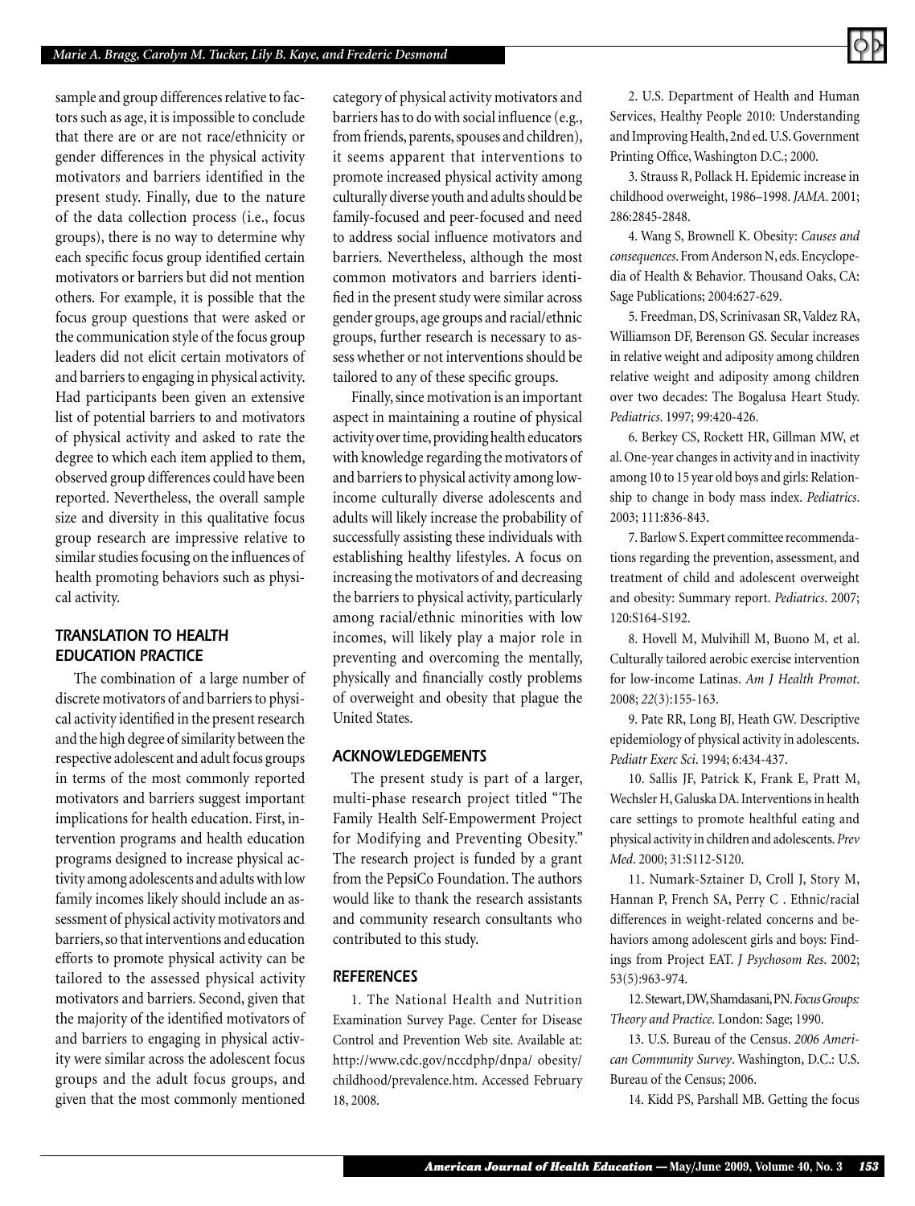sample and group differences relative to factors such as age, it is impossible to conclude that there are or are not race/ethnicity or gender differences in the physical activity motivators and barriers identified in the present study. Finally, due to the nature of the data collection process (i.e., focus groups), there is no way to determine why each specific focus group identified certain motivators or barriers but did not mention others. For example, it is possible that the focus group questions that were asked or the communication style of the focus group leaders did not elicit certain motivators of and barriers to engaging in physical activity. Had participants been given an extensive list of potential barriers to and motivators of physical activity and asked to rate the degree to which each item applied to them, observed group differences could have been reported. Nevertheless, the overall sample size and diversity in this qualitative focus group research are impressive relative to similar studies focusing on the influences of health promoting behaviors such as physical activity.

## TRANSLATION TO HEALTH EDUCATION PRACTICE

The combination of a large number of discrete motivators of and barriers to physical activity identified in the present research and the high degree of similarity between the respective adolescent and adult focus groups in terms of the most commonly reported motivators and barriers suggest important implications for health education. First, intervention programs and health education programs designed to increase physical activity among adolescents and adults with low family incomes likely should include an assessment of physical activity motivators and barriers, so that interventions and education efforts to promote physical activity can be tailored to the assessed physical activity motivators and barriers. Second, given that the majority of the identified motivators of and barriers to engaging in physical activity were similar across the adolescent focus groups and the adult focus groups, and given that the most commonly mentioned category of physical activity motivators and barriers has to do with social influence (e.g., from friends, parents, spouses and children), it seems apparent that interventions to promote increased physical activity among culturally diverse youth and adults should be family-focused and peer-focused and need to address social influence motivators and barriers. Nevertheless, although the most common motivators and barriers identified in the present study were similar across gender groups, age groups and racial/ethnic groups, further research is necessary to assess whether or not interventions should be tailored to any of these specific groups.

Finally, since motivation is an important aspect in maintaining a routine of physical activity over time, providing health educators with knowledge regarding the motivators of and barriers to physical activity among low-income culturally diverse adolescents and adults will likely increase the probability of successfully assisting these individuals with establishing healthy lifestyles. A focus on increasing the motivators of and decreasing the barriers to physical activity, particularly among racial/ethnic minorities with low incomes, will likely play a major role in preventing and overcoming the mentally, physically and financially costly problems of overweight and obesity that plague the United States.

## ACKNOWLEDGEMENTS

The present study is part of a larger, multi-phase research project titled "The Family Health Self-Empowerment Project for Modifying and Preventing Obesity." The research project is funded by a grant from the PepsiCo Foundation. The authors would like to thank the research assistants and community research consultants who contributed to this study.

## REFERENCES

1. The National Health and Nutrition Examination Survey Page. Center for Disease Control and Prevention Web site. Available at: http://www.cdc.gov/nccdphp/dnpa/ obesity/ childhood/prevalence.htm. Accessed February 18, 2008.

2. U.S. Department of Health and Human Services, Healthy People 2010: Understanding and Improving Health, 2nd ed. U.S. Government Printing Office, Washington D.C.; 2000.

3. Strauss R, Pollack H. Epidemic increase in childhood overweight, 1986–1998. *JAMA*. 2001; 286:2845-2848.

4. Wang S, Brownell K. Obesity: *Causes and consequences*. From Anderson N, eds. Encyclopedia of Health & Behavior. Thousand Oaks, CA: Sage Publications; 2004:627-629.

5. Freedman, DS, Scrinivasan SR, Valdez RA, Williamson DF, Berenson GS. Secular increases in relative weight and adiposity among children relative weight and adiposity among children over two decades: The Bogalusa Heart Study. *Pediatrics*. 1997; 99:420-426.

6. Berkey CS, Rockett HR, Gillman MW, et al. One-year changes in activity and in inactivity among 10 to 15 year old boys and girls: Relationship to change in body mass index. *Pediatrics*. 2003; 111:836-843.

7. Barlow S. Expert committee recommendations regarding the prevention, assessment, and treatment of child and adolescent overweight and obesity: Summary report. *Pediatrics*. 2007; 120:S164-S192.

8. Hovell M, Mulvihill M, Buono M, et al. Culturally tailored aerobic exercise intervention for low-income Latinas. *Am J Health Promot*. 2008; *22*(3):155-163.

9. Pate RR, Long BJ, Heath GW. Descriptive epidemiology of physical activity in adolescents. *Pediatr Exerc Sci*. 1994; 6:434-437.

10. Sallis JF, Patrick K, Frank E, Pratt M, Wechsler H, Galuska DA. Interventions in health care settings to promote healthful eating and physical activity in children and adolescents. *Prev Med*. 2000; 31:S112-S120.

11. Numark-Sztainer D, Croll J, Story M, Hannan P, French SA, Perry C . Ethnic/racial differences in weight-related concerns and behaviors among adolescent girls and boys: Findings from Project EAT. *J Psychosom Res*. 2002; 53(5):963-974.

12. Stewart, DW, Shamdasani, PN. *Focus Groups: Theory and Practice*. London: Sage; 1990.

13. U.S. Bureau of the Census. *2006 American Community Survey*. Washington, D.C.: U.S. Bureau of the Census; 2006.

14. Kidd PS, Parshall MB. Getting the focus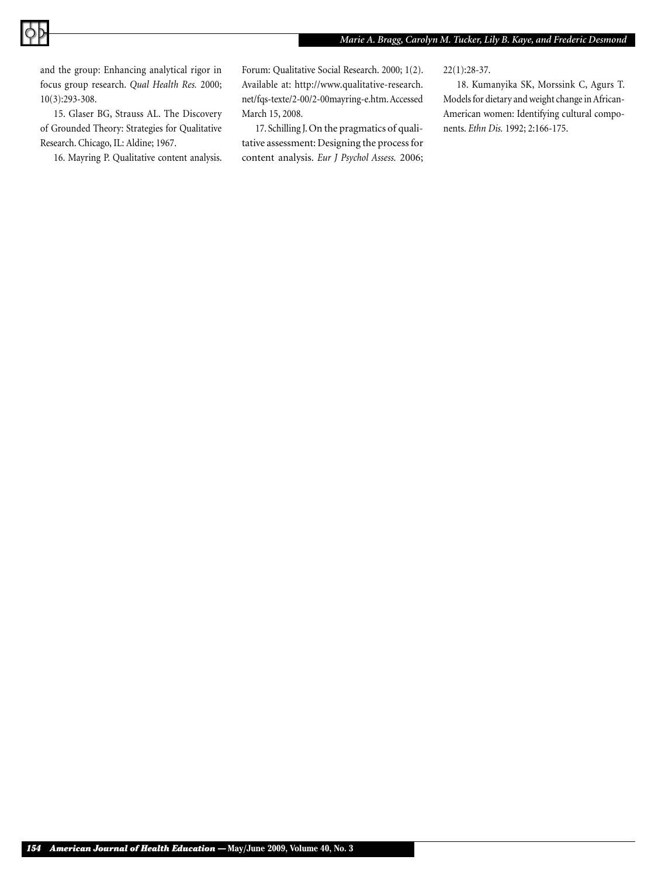and the group: Enhancing analytical rigor in focus group research. *Qual Health Res.* 2000; 10(3):293-308.

15. Glaser BG, Strauss AL. The Discovery of Grounded Theory: Strategies for Qualitative Research. Chicago, IL: Aldine; 1967.

16. Mayring P. Qualitative content analysis. Forum: Qualitative Social Research. 2000; 1(2). Available at: http://www.qualitative-research.net/fqs-texte/2-00/2-00mayring-e.htm. Accessed March 15, 2008.

17. Schilling J. On the pragmatics of qualitative assessment: Designing the process for content analysis. *Eur J Psychol Assess.* 2006; 22(1):28-37.

18. Kumanyika SK, Morssink C, Agurs T. Models for dietary and weight change in African-American women: Identifying cultural components. *Ethn Dis.* 1992; 2:166-175.